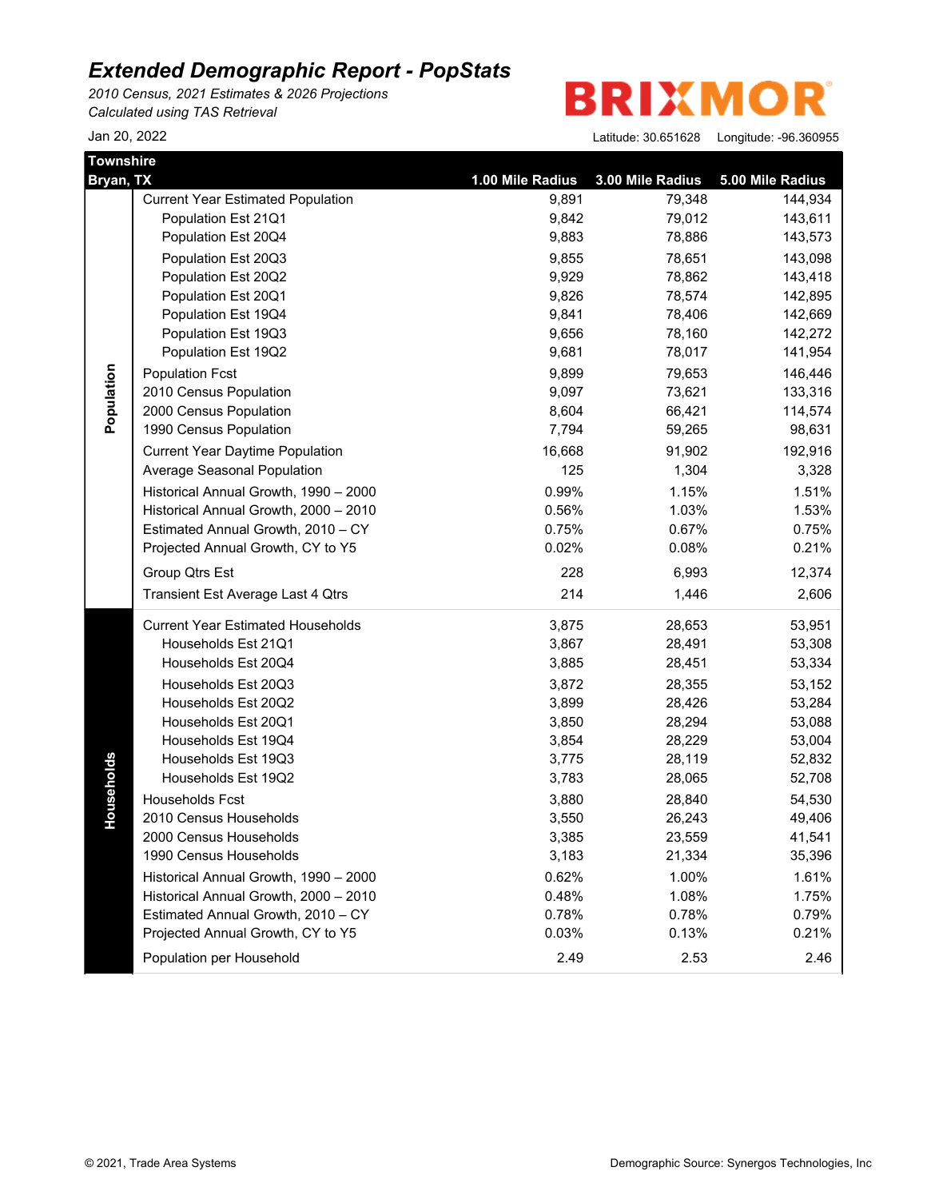# Extended Demographic Report - PopStats

*2010 Census, 2021 Estimates & 2026 Projections*
*Calculated using TAS Retrieval*

BRIXMOR

Jan 20, 2022

Latitude: 30.651628 Longitude: -96.360955

**Townshire**
**Bryan, TX**

| | | 1.00 Mile Radius | 3.00 Mile Radius | 5.00 Mile Radius |
|---|---|---|---|---|
| Population | Current Year Estimated Population | 9,891 | 79,348 | 144,934 |
| | Population Est 21Q1 | 9,842 | 79,012 | 143,611 |
| | Population Est 20Q4 | 9,883 | 78,886 | 143,573 |
| | Population Est 20Q3 | 9,855 | 78,651 | 143,098 |
| | Population Est 20Q2 | 9,929 | 78,862 | 143,418 |
| | Population Est 20Q1 | 9,826 | 78,574 | 142,895 |
| | Population Est 19Q4 | 9,841 | 78,406 | 142,669 |
| | Population Est 19Q3 | 9,656 | 78,160 | 142,272 |
| | Population Est 19Q2 | 9,681 | 78,017 | 141,954 |
| | Population Fcst | 9,899 | 79,653 | 146,446 |
| | 2010 Census Population | 9,097 | 73,621 | 133,316 |
| | 2000 Census Population | 8,604 | 66,421 | 114,574 |
| | 1990 Census Population | 7,794 | 59,265 | 98,631 |
| | Current Year Daytime Population | 16,668 | 91,902 | 192,916 |
| | Average Seasonal Population | 125 | 1,304 | 3,328 |
| | Historical Annual Growth, 1990 – 2000 | 0.99% | 1.15% | 1.51% |
| | Historical Annual Growth, 2000 – 2010 | 0.56% | 1.03% | 1.53% |
| | Estimated Annual Growth, 2010 – CY | 0.75% | 0.67% | 0.75% |
| | Projected Annual Growth, CY to Y5 | 0.02% | 0.08% | 0.21% |
| | Group Qtrs Est | 228 | 6,993 | 12,374 |
| | Transient Est Average Last 4 Qtrs | 214 | 1,446 | 2,606 |
| Households | Current Year Estimated Households | 3,875 | 28,653 | 53,951 |
| | Households Est 21Q1 | 3,867 | 28,491 | 53,308 |
| | Households Est 20Q4 | 3,885 | 28,451 | 53,334 |
| | Households Est 20Q3 | 3,872 | 28,355 | 53,152 |
| | Households Est 20Q2 | 3,899 | 28,426 | 53,284 |
| | Households Est 20Q1 | 3,850 | 28,294 | 53,088 |
| | Households Est 19Q4 | 3,854 | 28,229 | 53,004 |
| | Households Est 19Q3 | 3,775 | 28,119 | 52,832 |
| | Households Est 19Q2 | 3,783 | 28,065 | 52,708 |
| | Households Fcst | 3,880 | 28,840 | 54,530 |
| | 2010 Census Households | 3,550 | 26,243 | 49,406 |
| | 2000 Census Households | 3,385 | 23,559 | 41,541 |
| | 1990 Census Households | 3,183 | 21,334 | 35,396 |
| | Historical Annual Growth, 1990 – 2000 | 0.62% | 1.00% | 1.61% |
| | Historical Annual Growth, 2000 – 2010 | 0.48% | 1.08% | 1.75% |
| | Estimated Annual Growth, 2010 – CY | 0.78% | 0.78% | 0.79% |
| | Projected Annual Growth, CY to Y5 | 0.03% | 0.13% | 0.21% |
| | Population per Household | 2.49 | 2.53 | 2.46 |

© 2021, Trade Area Systems

Demographic Source: Synergos Technologies, Inc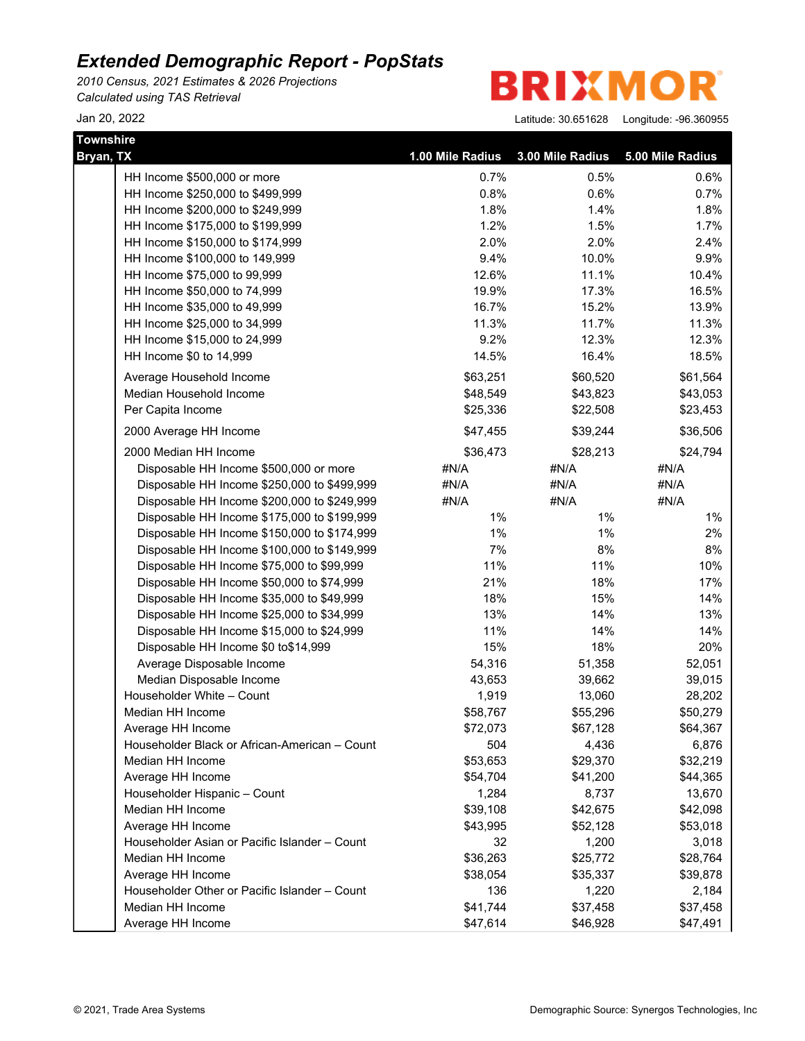# Extended Demographic Report - PopStats

*2010 Census, 2021 Estimates & 2026 Projections*
*Calculated using TAS Retrieval*

BRIXMOR

Jan 20, 2022

Latitude: 30.651628 Longitude: -96.360955

| Townshire Bryan, TX | 1.00 Mile Radius | 3.00 Mile Radius | 5.00 Mile Radius |
|---|---|---|---|
| HH Income $500,000 or more | 0.7% | 0.5% | 0.6% |
| HH Income $250,000 to $499,999 | 0.8% | 0.6% | 0.7% |
| HH Income $200,000 to $249,999 | 1.8% | 1.4% | 1.8% |
| HH Income $175,000 to $199,999 | 1.2% | 1.5% | 1.7% |
| HH Income $150,000 to $174,999 | 2.0% | 2.0% | 2.4% |
| HH Income $100,000 to 149,999 | 9.4% | 10.0% | 9.9% |
| HH Income $75,000 to 99,999 | 12.6% | 11.1% | 10.4% |
| HH Income $50,000 to 74,999 | 19.9% | 17.3% | 16.5% |
| HH Income $35,000 to 49,999 | 16.7% | 15.2% | 13.9% |
| HH Income $25,000 to 34,999 | 11.3% | 11.7% | 11.3% |
| HH Income $15,000 to 24,999 | 9.2% | 12.3% | 12.3% |
| HH Income $0 to 14,999 | 14.5% | 16.4% | 18.5% |
| Average Household Income | $63,251 | $60,520 | $61,564 |
| Median Household Income | $48,549 | $43,823 | $43,053 |
| Per Capita Income | $25,336 | $22,508 | $23,453 |
| 2000 Average HH Income | $47,455 | $39,244 | $36,506 |
| 2000 Median HH Income | $36,473 | $28,213 | $24,794 |
| Disposable HH Income $500,000 or more | #N/A | #N/A | #N/A |
| Disposable HH Income $250,000 to $499,999 | #N/A | #N/A | #N/A |
| Disposable HH Income $200,000 to $249,999 | #N/A | #N/A | #N/A |
| Disposable HH Income $175,000 to $199,999 | 1% | 1% | 1% |
| Disposable HH Income $150,000 to $174,999 | 1% | 1% | 2% |
| Disposable HH Income $100,000 to $149,999 | 7% | 8% | 8% |
| Disposable HH Income $75,000 to $99,999 | 11% | 11% | 10% |
| Disposable HH Income $50,000 to $74,999 | 21% | 18% | 17% |
| Disposable HH Income $35,000 to $49,999 | 18% | 15% | 14% |
| Disposable HH Income $25,000 to $34,999 | 13% | 14% | 13% |
| Disposable HH Income $15,000 to $24,999 | 11% | 14% | 14% |
| Disposable HH Income $0 to$14,999 | 15% | 18% | 20% |
| Average Disposable Income | 54,316 | 51,358 | 52,051 |
| Median Disposable Income | 43,653 | 39,662 | 39,015 |
| Householder White – Count | 1,919 | 13,060 | 28,202 |
| Median HH Income | $58,767 | $55,296 | $50,279 |
| Average HH Income | $72,073 | $67,128 | $64,367 |
| Householder Black or African-American – Count | 504 | 4,436 | 6,876 |
| Median HH Income | $53,653 | $29,370 | $32,219 |
| Average HH Income | $54,704 | $41,200 | $44,365 |
| Householder Hispanic – Count | 1,284 | 8,737 | 13,670 |
| Median HH Income | $39,108 | $42,675 | $42,098 |
| Average HH Income | $43,995 | $52,128 | $53,018 |
| Householder Asian or Pacific Islander – Count | 32 | 1,200 | 3,018 |
| Median HH Income | $36,263 | $25,772 | $28,764 |
| Average HH Income | $38,054 | $35,337 | $39,878 |
| Householder Other or Pacific Islander – Count | 136 | 1,220 | 2,184 |
| Median HH Income | $41,744 | $37,458 | $37,458 |
| Average HH Income | $47,614 | $46,928 | $47,491 |

© 2021, Trade Area Systems

Demographic Source: Synergos Technologies, Inc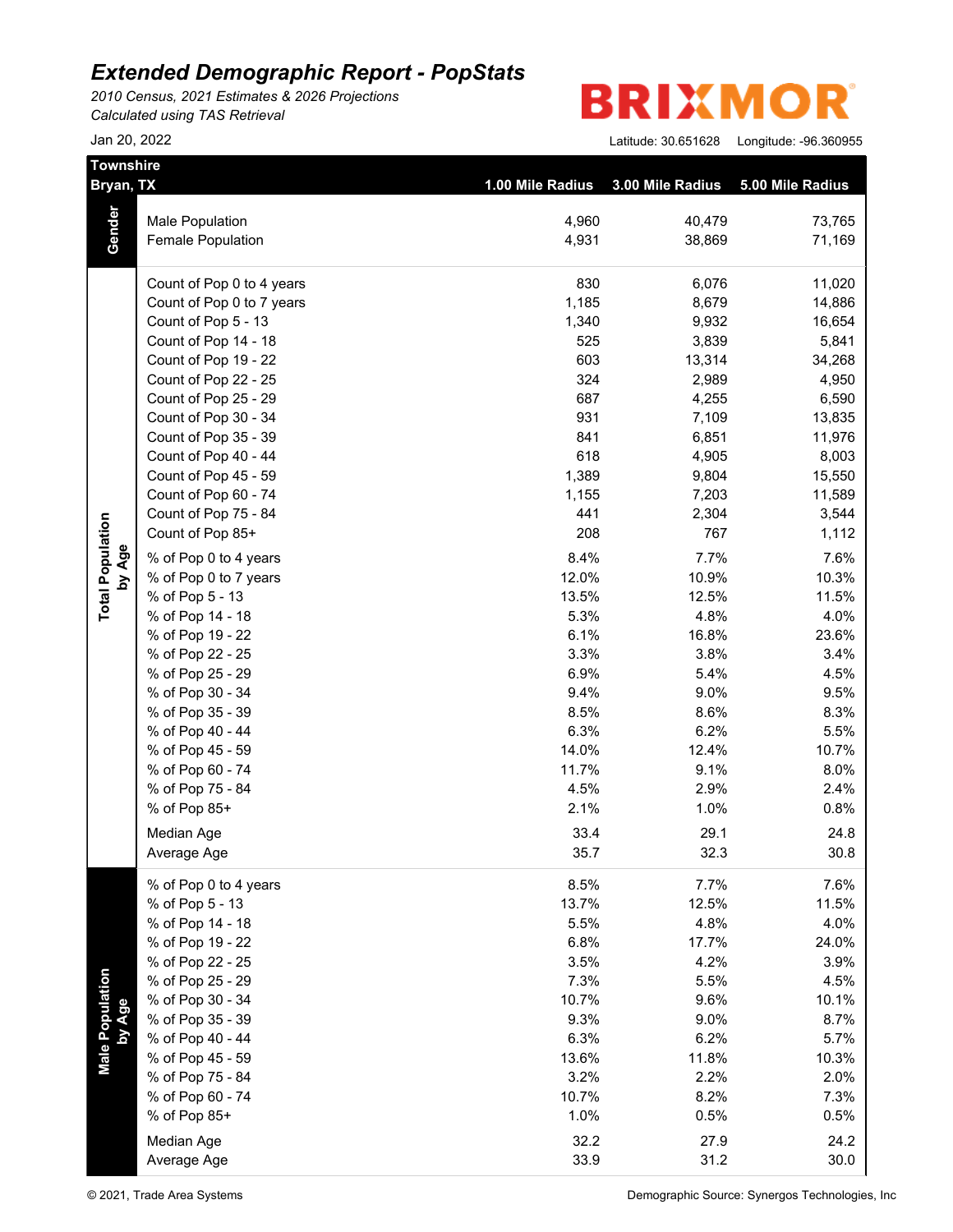# Extended Demographic Report - PopStats

*2010 Census, 2021 Estimates & 2026 Projections*
*Calculated using TAS Retrieval*

Jan 20, 2022

BRIXMOR

Latitude: 30.651628 Longitude: -96.360955

**Townshire**
**Bryan, TX**

| | | 1.00 Mile Radius | 3.00 Mile Radius | 5.00 Mile Radius |
|---|---|---|---|---|
| **Gender** | Male Population | 4,960 | 40,479 | 73,765 |
| | Female Population | 4,931 | 38,869 | 71,169 |
| **Total Population by Age** | Count of Pop 0 to 4 years | 830 | 6,076 | 11,020 |
| | Count of Pop 0 to 7 years | 1,185 | 8,679 | 14,886 |
| | Count of Pop 5 - 13 | 1,340 | 9,932 | 16,654 |
| | Count of Pop 14 - 18 | 525 | 3,839 | 5,841 |
| | Count of Pop 19 - 22 | 603 | 13,314 | 34,268 |
| | Count of Pop 22 - 25 | 324 | 2,989 | 4,950 |
| | Count of Pop 25 - 29 | 687 | 4,255 | 6,590 |
| | Count of Pop 30 - 34 | 931 | 7,109 | 13,835 |
| | Count of Pop 35 - 39 | 841 | 6,851 | 11,976 |
| | Count of Pop 40 - 44 | 618 | 4,905 | 8,003 |
| | Count of Pop 45 - 59 | 1,389 | 9,804 | 15,550 |
| | Count of Pop 60 - 74 | 1,155 | 7,203 | 11,589 |
| | Count of Pop 75 - 84 | 441 | 2,304 | 3,544 |
| | Count of Pop 85+ | 208 | 767 | 1,112 |
| | % of Pop 0 to 4 years | 8.4% | 7.7% | 7.6% |
| | % of Pop 0 to 7 years | 12.0% | 10.9% | 10.3% |
| | % of Pop 5 - 13 | 13.5% | 12.5% | 11.5% |
| | % of Pop 14 - 18 | 5.3% | 4.8% | 4.0% |
| | % of Pop 19 - 22 | 6.1% | 16.8% | 23.6% |
| | % of Pop 22 - 25 | 3.3% | 3.8% | 3.4% |
| | % of Pop 25 - 29 | 6.9% | 5.4% | 4.5% |
| | % of Pop 30 - 34 | 9.4% | 9.0% | 9.5% |
| | % of Pop 35 - 39 | 8.5% | 8.6% | 8.3% |
| | % of Pop 40 - 44 | 6.3% | 6.2% | 5.5% |
| | % of Pop 45 - 59 | 14.0% | 12.4% | 10.7% |
| | % of Pop 60 - 74 | 11.7% | 9.1% | 8.0% |
| | % of Pop 75 - 84 | 4.5% | 2.9% | 2.4% |
| | % of Pop 85+ | 2.1% | 1.0% | 0.8% |
| | Median Age | 33.4 | 29.1 | 24.8 |
| | Average Age | 35.7 | 32.3 | 30.8 |
| **Male Population by Age** | % of Pop 0 to 4 years | 8.5% | 7.7% | 7.6% |
| | % of Pop 5 - 13 | 13.7% | 12.5% | 11.5% |
| | % of Pop 14 - 18 | 5.5% | 4.8% | 4.0% |
| | % of Pop 19 - 22 | 6.8% | 17.7% | 24.0% |
| | % of Pop 22 - 25 | 3.5% | 4.2% | 3.9% |
| | % of Pop 25 - 29 | 7.3% | 5.5% | 4.5% |
| | % of Pop 30 - 34 | 10.7% | 9.6% | 10.1% |
| | % of Pop 35 - 39 | 9.3% | 9.0% | 8.7% |
| | % of Pop 40 - 44 | 6.3% | 6.2% | 5.7% |
| | % of Pop 45 - 59 | 13.6% | 11.8% | 10.3% |
| | % of Pop 75 - 84 | 3.2% | 2.2% | 2.0% |
| | % of Pop 60 - 74 | 10.7% | 8.2% | 7.3% |
| | % of Pop 85+ | 1.0% | 0.5% | 0.5% |
| | Median Age | 32.2 | 27.9 | 24.2 |
| | Average Age | 33.9 | 31.2 | 30.0 |

© 2021, Trade Area Systems

Demographic Source: Synergos Technologies, Inc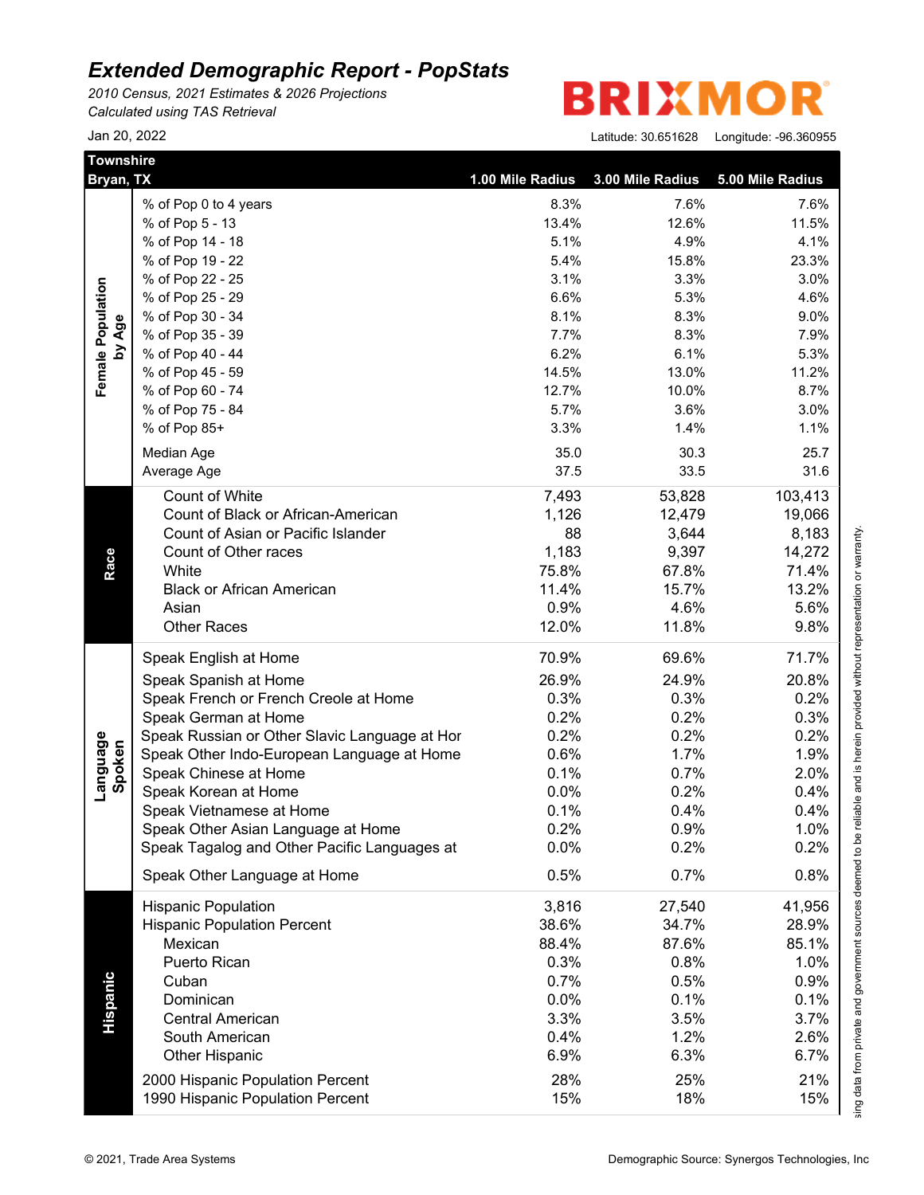# Extended Demographic Report - PopStats

*2010 Census, 2021 Estimates & 2026 Projections*
*Calculated using TAS Retrieval*

Jan 20, 2022

BRIXMOR

Latitude: 30.651628 Longitude: -96.360955

| Townshire Bryan, TX | | 1.00 Mile Radius | 3.00 Mile Radius | 5.00 Mile Radius |
|---|---|---|---|---|
| Female Population by Age | % of Pop 0 to 4 years | 8.3% | 7.6% | 7.6% |
| | % of Pop 5 - 13 | 13.4% | 12.6% | 11.5% |
| | % of Pop 14 - 18 | 5.1% | 4.9% | 4.1% |
| | % of Pop 19 - 22 | 5.4% | 15.8% | 23.3% |
| | % of Pop 22 - 25 | 3.1% | 3.3% | 3.0% |
| | % of Pop 25 - 29 | 6.6% | 5.3% | 4.6% |
| | % of Pop 30 - 34 | 8.1% | 8.3% | 9.0% |
| | % of Pop 35 - 39 | 7.7% | 8.3% | 7.9% |
| | % of Pop 40 - 44 | 6.2% | 6.1% | 5.3% |
| | % of Pop 45 - 59 | 14.5% | 13.0% | 11.2% |
| | % of Pop 60 - 74 | 12.7% | 10.0% | 8.7% |
| | % of Pop 75 - 84 | 5.7% | 3.6% | 3.0% |
| | % of Pop 85+ | 3.3% | 1.4% | 1.1% |
| | Median Age | 35.0 | 30.3 | 25.7 |
| | Average Age | 37.5 | 33.5 | 31.6 |
| Race | Count of White | 7,493 | 53,828 | 103,413 |
| | Count of Black or African-American | 1,126 | 12,479 | 19,066 |
| | Count of Asian or Pacific Islander | 88 | 3,644 | 8,183 |
| | Count of Other races | 1,183 | 9,397 | 14,272 |
| | White | 75.8% | 67.8% | 71.4% |
| | Black or African American | 11.4% | 15.7% | 13.2% |
| | Asian | 0.9% | 4.6% | 5.6% |
| | Other Races | 12.0% | 11.8% | 9.8% |
| Language Spoken | Speak English at Home | 70.9% | 69.6% | 71.7% |
| | Speak Spanish at Home | 26.9% | 24.9% | 20.8% |
| | Speak French or French Creole at Home | 0.3% | 0.3% | 0.2% |
| | Speak German at Home | 0.2% | 0.2% | 0.3% |
| | Speak Russian or Other Slavic Language at Hor | 0.2% | 0.2% | 0.2% |
| | Speak Other Indo-European Language at Home | 0.6% | 1.7% | 1.9% |
| | Speak Chinese at Home | 0.1% | 0.7% | 2.0% |
| | Speak Korean at Home | 0.0% | 0.2% | 0.4% |
| | Speak Vietnamese at Home | 0.1% | 0.4% | 0.4% |
| | Speak Other Asian Language at Home | 0.2% | 0.9% | 1.0% |
| | Speak Tagalog and Other Pacific Languages at | 0.0% | 0.2% | 0.2% |
| | Speak Other Language at Home | 0.5% | 0.7% | 0.8% |
| Hispanic | Hispanic Population | 3,816 | 27,540 | 41,956 |
| | Hispanic Population Percent | 38.6% | 34.7% | 28.9% |
| | Mexican | 88.4% | 87.6% | 85.1% |
| | Puerto Rican | 0.3% | 0.8% | 1.0% |
| | Cuban | 0.7% | 0.5% | 0.9% |
| | Dominican | 0.0% | 0.1% | 0.1% |
| | Central American | 3.3% | 3.5% | 3.7% |
| | South American | 0.4% | 1.2% | 2.6% |
| | Other Hispanic | 6.9% | 6.3% | 6.7% |
| | 2000 Hispanic Population Percent | 28% | 25% | 21% |
| | 1990 Hispanic Population Percent | 15% | 18% | 15% |

sing data from private and government sources deemed to be reliable and is herein provided without representation or warranty.

© 2021, Trade Area Systems

Demographic Source: Synergos Technologies, Inc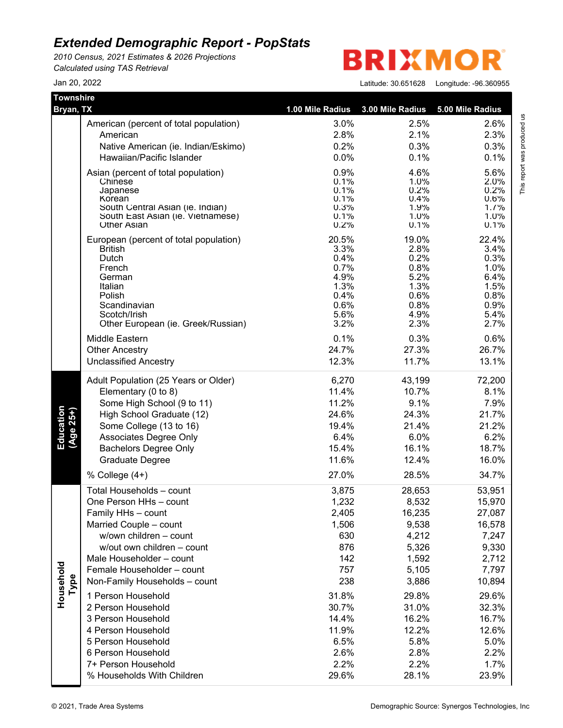# *Extended Demographic Report - PopStats*

*2010 Census, 2021 Estimates & 2026 Projections*
*Calculated using TAS Retrieval*

BRIXMOR

Jan 20, 2022

Latitude: 30.651628 Longitude: -96.360955

| Townshire Bryan, TX | | 1.00 Mile Radius | 3.00 Mile Radius | 5.00 Mile Radius |
|---|---|---|---|---|
| | American (percent of total population) | 3.0% | 2.5% | 2.6% |
| | American | 2.8% | 2.1% | 2.3% |
| | Native American (ie. Indian/Eskimo) | 0.2% | 0.3% | 0.3% |
| | Hawaiian/Pacific Islander | 0.0% | 0.1% | 0.1% |
| | Asian (percent of total population) | 0.9% | 4.6% | 5.6% |
| | Chinese | 0.1% | 1.0% | 2.0% |
| | Japanese | 0.1% | 0.2% | 0.2% |
| | Korean | 0.1% | 0.4% | 0.6% |
| | South Central Asian (ie. Indian) | 0.3% | 1.9% | 1.7% |
| | South East Asian (ie. Vietnamese) | 0.1% | 1.0% | 1.0% |
| | Other Asian | 0.2% | 0.1% | 0.1% |
| | European (percent of total population) | 20.5% | 19.0% | 22.4% |
| | British | 3.3% | 2.8% | 3.4% |
| | Dutch | 0.4% | 0.2% | 0.3% |
| | French | 0.7% | 0.8% | 1.0% |
| | German | 4.9% | 5.2% | 6.4% |
| | Italian | 1.3% | 1.3% | 1.5% |
| | Polish | 0.4% | 0.6% | 0.8% |
| | Scandinavian | 0.6% | 0.8% | 0.9% |
| | Scotch/Irish | 5.6% | 4.9% | 5.4% |
| | Other European (ie. Greek/Russian) | 3.2% | 2.3% | 2.7% |
| | Middle Eastern | 0.1% | 0.3% | 0.6% |
| | Other Ancestry | 24.7% | 27.3% | 26.7% |
| | Unclassified Ancestry | 12.3% | 11.7% | 13.1% |
| Education (Age 25+) | Adult Population (25 Years or Older) | 6,270 | 43,199 | 72,200 |
| | Elementary (0 to 8) | 11.4% | 10.7% | 8.1% |
| | Some High School (9 to 11) | 11.2% | 9.1% | 7.9% |
| | High School Graduate (12) | 24.6% | 24.3% | 21.7% |
| | Some College (13 to 16) | 19.4% | 21.4% | 21.2% |
| | Associates Degree Only | 6.4% | 6.0% | 6.2% |
| | Bachelors Degree Only | 15.4% | 16.1% | 18.7% |
| | Graduate Degree | 11.6% | 12.4% | 16.0% |
| | % College (4+) | 27.0% | 28.5% | 34.7% |
| Household Type | Total Households – count | 3,875 | 28,653 | 53,951 |
| | One Person HHs – count | 1,232 | 8,532 | 15,970 |
| | Family HHs – count | 2,405 | 16,235 | 27,087 |
| | Married Couple – count | 1,506 | 9,538 | 16,578 |
| | w/own children – count | 630 | 4,212 | 7,247 |
| | w/out own children – count | 876 | 5,326 | 9,330 |
| | Male Householder – count | 142 | 1,592 | 2,712 |
| | Female Householder – count | 757 | 5,105 | 7,797 |
| | Non-Family Households – count | 238 | 3,886 | 10,894 |
| | 1 Person Household | 31.8% | 29.8% | 29.6% |
| | 2 Person Household | 30.7% | 31.0% | 32.3% |
| | 3 Person Household | 14.4% | 16.2% | 16.7% |
| | 4 Person Household | 11.9% | 12.2% | 12.6% |
| | 5 Person Household | 6.5% | 5.8% | 5.0% |
| | 6 Person Household | 2.6% | 2.8% | 2.2% |
| | 7+ Person Household | 2.2% | 2.2% | 1.7% |
| | % Households With Children | 29.6% | 28.1% | 23.9% |

This report was produced us

© 2021, Trade Area Systems

Demographic Source: Synergos Technologies, Inc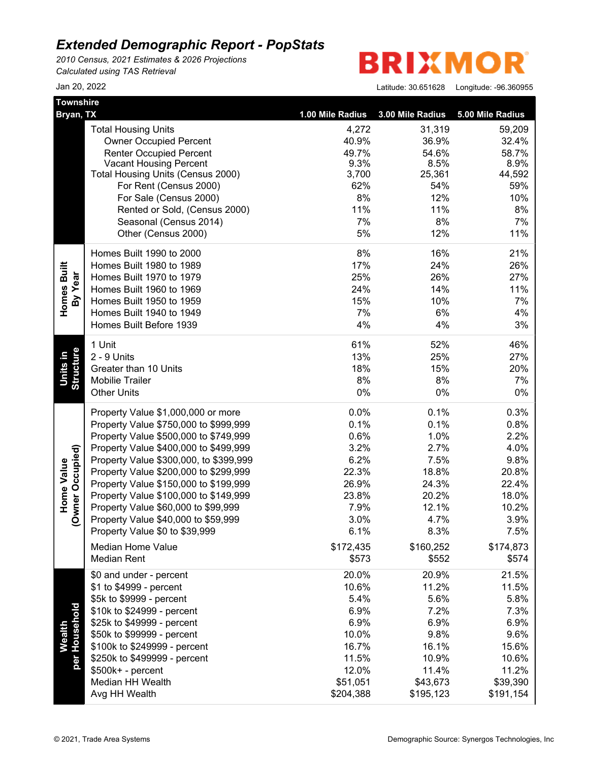# Extended Demographic Report - PopStats

*2010 Census, 2021 Estimates & 2026 Projections*
*Calculated using TAS Retrieval*

Jan 20, 2022

BRIXMOR

Latitude: 30.651628 Longitude: -96.360955

| Townshire Bryan, TX | | 1.00 Mile Radius | 3.00 Mile Radius | 5.00 Mile Radius |
|---|---|---|---|---|
| | Total Housing Units | 4,272 | 31,319 | 59,209 |
| | Owner Occupied Percent | 40.9% | 36.9% | 32.4% |
| | Renter Occupied Percent | 49.7% | 54.6% | 58.7% |
| | Vacant Housing Percent | 9.3% | 8.5% | 8.9% |
| | Total Housing Units (Census 2000) | 3,700 | 25,361 | 44,592 |
| | For Rent (Census 2000) | 62% | 54% | 59% |
| | For Sale (Census 2000) | 8% | 12% | 10% |
| | Rented or Sold, (Census 2000) | 11% | 11% | 8% |
| | Seasonal (Census 2014) | 7% | 8% | 7% |
| | Other (Census 2000) | 5% | 12% | 11% |
| Homes Built By Year | Homes Built 1990 to 2000 | 8% | 16% | 21% |
| | Homes Built 1980 to 1989 | 17% | 24% | 26% |
| | Homes Built 1970 to 1979 | 25% | 26% | 27% |
| | Homes Built 1960 to 1969 | 24% | 14% | 11% |
| | Homes Built 1950 to 1959 | 15% | 10% | 7% |
| | Homes Built 1940 to 1949 | 7% | 6% | 4% |
| | Homes Built Before 1939 | 4% | 4% | 3% |
| Units in Structure | 1 Unit | 61% | 52% | 46% |
| | 2 - 9 Units | 13% | 25% | 27% |
| | Greater than 10 Units | 18% | 15% | 20% |
| | Mobilie Trailer | 8% | 8% | 7% |
| | Other Units | 0% | 0% | 0% |
| Home Value (Owner Occupied) | Property Value $1,000,000 or more | 0.0% | 0.1% | 0.3% |
| | Property Value $750,000 to $999,999 | 0.1% | 0.1% | 0.8% |
| | Property Value $500,000 to $749,999 | 0.6% | 1.0% | 2.2% |
| | Property Value $400,000 to $499,999 | 3.2% | 2.7% | 4.0% |
| | Property Value $300,000, to $399,999 | 6.2% | 7.5% | 9.8% |
| | Property Value $200,000 to $299,999 | 22.3% | 18.8% | 20.8% |
| | Property Value $150,000 to $199,999 | 26.9% | 24.3% | 22.4% |
| | Property Value $100,000 to $149,999 | 23.8% | 20.2% | 18.0% |
| | Property Value $60,000 to $99,999 | 7.9% | 12.1% | 10.2% |
| | Property Value $40,000 to $59,999 | 3.0% | 4.7% | 3.9% |
| | Property Value $0 to $39,999 | 6.1% | 8.3% | 7.5% |
| | Median Home Value | $172,435 | $160,252 | $174,873 |
| | Median Rent | $573 | $552 | $574 |
| Wealth per Household | $0 and under - percent | 20.0% | 20.9% | 21.5% |
| | $1 to $4999 - percent | 10.6% | 11.2% | 11.5% |
| | $5k to $9999 - percent | 5.4% | 5.6% | 5.8% |
| | $10k to $24999 - percent | 6.9% | 7.2% | 7.3% |
| | $25k to $49999 - percent | 6.9% | 6.9% | 6.9% |
| | $50k to $99999 - percent | 10.0% | 9.8% | 9.6% |
| | $100k to $249999 - percent | 16.7% | 16.1% | 15.6% |
| | $250k to $499999 - percent | 11.5% | 10.9% | 10.6% |
| | $500k+ - percent | 12.0% | 11.4% | 11.2% |
| | Median HH Wealth | $51,051 | $43,673 | $39,390 |
| | Avg HH Wealth | $204,388 | $195,123 | $191,154 |

© 2021, Trade Area Systems

Demographic Source: Synergos Technologies, Inc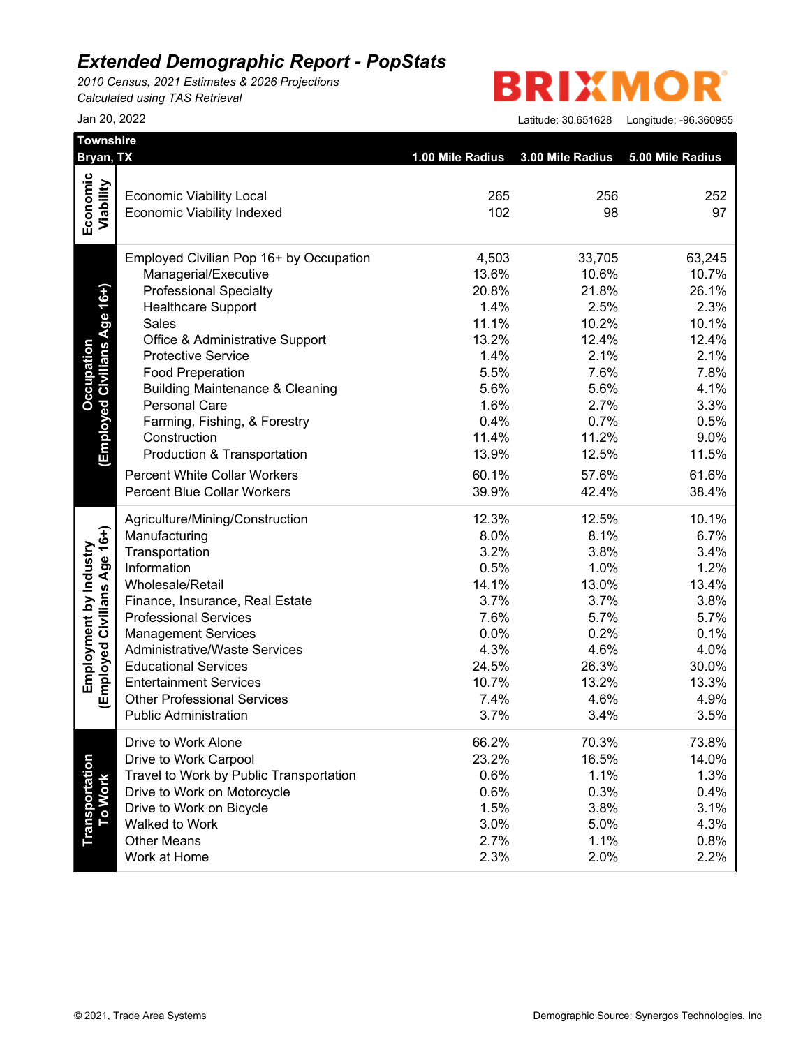# Extended Demographic Report - PopStats

*2010 Census, 2021 Estimates & 2026 Projections*
*Calculated using TAS Retrieval*

BRIXMOR

Jan 20, 2022

Latitude: 30.651628 Longitude: -96.360955

**Townshire**
**Bryan, TX**

| Section | | 1.00 Mile Radius | 3.00 Mile Radius | 5.00 Mile Radius |
|---|---|---|---|---|
| Economic Viability | Economic Viability Local | 265 | 256 | 252 |
| | Economic Viability Indexed | 102 | 98 | 97 |
| Occupation (Employed Civilians Age 16+) | Employed Civilian Pop 16+ by Occupation | 4,503 | 33,705 | 63,245 |
| | Managerial/Executive | 13.6% | 10.6% | 10.7% |
| | Professional Specialty | 20.8% | 21.8% | 26.1% |
| | Healthcare Support | 1.4% | 2.5% | 2.3% |
| | Sales | 11.1% | 10.2% | 10.1% |
| | Office & Administrative Support | 13.2% | 12.4% | 12.4% |
| | Protective Service | 1.4% | 2.1% | 2.1% |
| | Food Preperation | 5.5% | 7.6% | 7.8% |
| | Building Maintenance & Cleaning | 5.6% | 5.6% | 4.1% |
| | Personal Care | 1.6% | 2.7% | 3.3% |
| | Farming, Fishing, & Forestry | 0.4% | 0.7% | 0.5% |
| | Construction | 11.4% | 11.2% | 9.0% |
| | Production & Transportation | 13.9% | 12.5% | 11.5% |
| | Percent White Collar Workers | 60.1% | 57.6% | 61.6% |
| | Percent Blue Collar Workers | 39.9% | 42.4% | 38.4% |
| Employment by Industry (Employed Civilians Age 16+) | Agriculture/Mining/Construction | 12.3% | 12.5% | 10.1% |
| | Manufacturing | 8.0% | 8.1% | 6.7% |
| | Transportation | 3.2% | 3.8% | 3.4% |
| | Information | 0.5% | 1.0% | 1.2% |
| | Wholesale/Retail | 14.1% | 13.0% | 13.4% |
| | Finance, Insurance, Real Estate | 3.7% | 3.7% | 3.8% |
| | Professional Services | 7.6% | 5.7% | 5.7% |
| | Management Services | 0.0% | 0.2% | 0.1% |
| | Administrative/Waste Services | 4.3% | 4.6% | 4.0% |
| | Educational Services | 24.5% | 26.3% | 30.0% |
| | Entertainment Services | 10.7% | 13.2% | 13.3% |
| | Other Professional Services | 7.4% | 4.6% | 4.9% |
| | Public Administration | 3.7% | 3.4% | 3.5% |
| Transportation To Work | Drive to Work Alone | 66.2% | 70.3% | 73.8% |
| | Drive to Work Carpool | 23.2% | 16.5% | 14.0% |
| | Travel to Work by Public Transportation | 0.6% | 1.1% | 1.3% |
| | Drive to Work on Motorcycle | 0.6% | 0.3% | 0.4% |
| | Drive to Work on Bicycle | 1.5% | 3.8% | 3.1% |
| | Walked to Work | 3.0% | 5.0% | 4.3% |
| | Other Means | 2.7% | 1.1% | 0.8% |
| | Work at Home | 2.3% | 2.0% | 2.2% |

© 2021, Trade Area Systems

Demographic Source: Synergos Technologies, Inc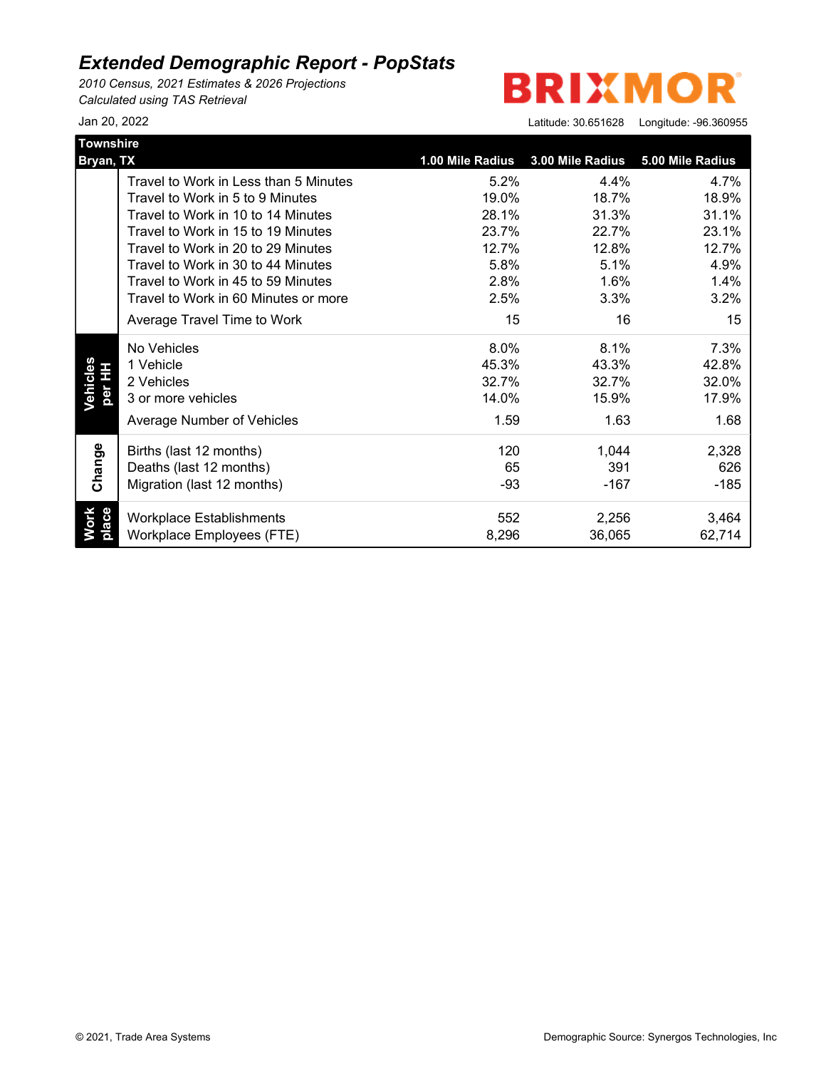# *Extended Demographic Report - PopStats*

*2010 Census, 2021 Estimates & 2026 Projections*
*Calculated using TAS Retrieval*

BRIXMOR

Jan 20, 2022

Latitude: 30.651628 Longitude: -96.360955

| Townshire Bryan, TX | | 1.00 Mile Radius | 3.00 Mile Radius | 5.00 Mile Radius |
|---|---|---|---|---|
| | Travel to Work in Less than 5 Minutes | 5.2% | 4.4% | 4.7% |
| | Travel to Work in 5 to 9 Minutes | 19.0% | 18.7% | 18.9% |
| | Travel to Work in 10 to 14 Minutes | 28.1% | 31.3% | 31.1% |
| | Travel to Work in 15 to 19 Minutes | 23.7% | 22.7% | 23.1% |
| | Travel to Work in 20 to 29 Minutes | 12.7% | 12.8% | 12.7% |
| | Travel to Work in 30 to 44 Minutes | 5.8% | 5.1% | 4.9% |
| | Travel to Work in 45 to 59 Minutes | 2.8% | 1.6% | 1.4% |
| | Travel to Work in 60 Minutes or more | 2.5% | 3.3% | 3.2% |
| | Average Travel Time to Work | 15 | 16 | 15 |
| Vehicles per HH | No Vehicles | 8.0% | 8.1% | 7.3% |
| | 1 Vehicle | 45.3% | 43.3% | 42.8% |
| | 2 Vehicles | 32.7% | 32.7% | 32.0% |
| | 3 or more vehicles | 14.0% | 15.9% | 17.9% |
| | Average Number of Vehicles | 1.59 | 1.63 | 1.68 |
| Change | Births (last 12 months) | 120 | 1,044 | 2,328 |
| | Deaths (last 12 months) | 65 | 391 | 626 |
| | Migration (last 12 months) | -93 | -167 | -185 |
| Work place | Workplace Establishments | 552 | 2,256 | 3,464 |
| | Workplace Employees (FTE) | 8,296 | 36,065 | 62,714 |

© 2021, Trade Area Systems

Demographic Source: Synergos Technologies, Inc